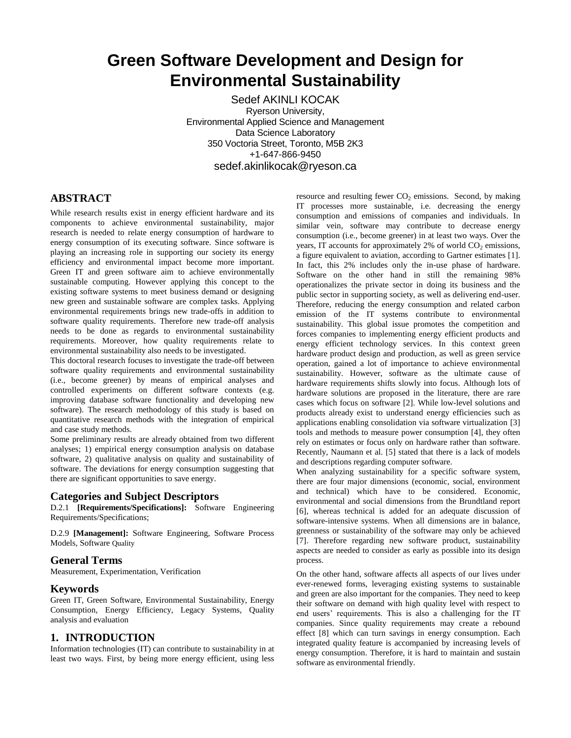# Green Software Development and Design for Environmental Sustainability

Sedef AKINLI KOCAK
Ryerson University,
Environmental Applied Science and Management
Data Science Laboratory
350 Voctoria Street, Toronto, M5B 2K3
+1-647-866-9450
sedef.akinlikocak@ryeson.ca

## ABSTRACT

While research results exist in energy efficient hardware and its components to achieve environmental sustainability, major research is needed to relate energy consumption of hardware to energy consumption of its executing software. Since software is playing an increasing role in supporting our society its energy efficiency and environmental impact become more important. Green IT and green software aim to achieve environmentally sustainable computing. However applying this concept to the existing software systems to meet business demand or designing new green and sustainable software are complex tasks. Applying environmental requirements brings new trade-offs in addition to software quality requirements. Therefore new trade-off analysis needs to be done as regards to environmental sustainability requirements. Moreover, how quality requirements relate to environmental sustainability also needs to be investigated.

This doctoral research focuses to investigate the trade-off between software quality requirements and environmental sustainability (i.e., become greener) by means of empirical analyses and controlled experiments on different software contexts (e.g. improving database software functionality and developing new software). The research methodology of this study is based on quantitative research methods with the integration of empirical and case study methods.

Some preliminary results are already obtained from two different analyses; 1) empirical energy consumption analysis on database software, 2) qualitative analysis on quality and sustainability of software. The deviations for energy consumption suggesting that there are significant opportunities to save energy.

### Categories and Subject Descriptors

D.2.1 **[Requirements/Specifications]:** Software Engineering Requirements/Specifications;

D.2.9 **[Management]:** Software Engineering, Software Process Models, Software Quality

### General Terms

Measurement, Experimentation, Verification

### Keywords

Green IT, Green Software, Environmental Sustainability, Energy Consumption, Energy Efficiency, Legacy Systems, Quality analysis and evaluation

## 1. INTRODUCTION

Information technologies (IT) can contribute to sustainability in at least two ways. First, by being more energy efficient, using less resource and resulting fewer $CO_2$ emissions. Second, by making IT processes more sustainable, i.e. decreasing the energy consumption and emissions of companies and individuals. In similar vein, software may contribute to decrease energy consumption (i.e., become greener) in at least two ways. Over the years, IT accounts for approximately 2% of world $CO_2$ emissions, a figure equivalent to aviation, according to Gartner estimates [1]. In fact, this 2% includes only the in-use phase of hardware. Software on the other hand in still the remaining 98% operationalizes the private sector in doing its business and the public sector in supporting society, as well as delivering end-user. Therefore, reducing the energy consumption and related carbon emission of the IT systems contribute to environmental sustainability. This global issue promotes the competition and forces companies to implementing energy efficient products and energy efficient technology services. In this context green hardware product design and production, as well as green service operation, gained a lot of importance to achieve environmental sustainability. However, software as the ultimate cause of hardware requirements shifts slowly into focus. Although lots of hardware solutions are proposed in the literature, there are rare cases which focus on software [2]. While low-level solutions and products already exist to understand energy efficiencies such as applications enabling consolidation via software virtualization [3] tools and methods to measure power consumption [4], they often rely on estimates or focus only on hardware rather than software. Recently, Naumann et al. [5] stated that there is a lack of models and descriptions regarding computer software.

When analyzing sustainability for a specific software system, there are four major dimensions (economic, social, environment and technical) which have to be considered. Economic, environmental and social dimensions from the Brundtland report [6], whereas technical is added for an adequate discussion of software-intensive systems. When all dimensions are in balance, greenness or sustainability of the software may only be achieved [7]. Therefore regarding new software product, sustainability aspects are needed to consider as early as possible into its design process.

On the other hand, software affects all aspects of our lives under ever-renewed forms, leveraging existing systems to sustainable and green are also important for the companies. They need to keep their software on demand with high quality level with respect to end users' requirements. This is also a challenging for the IT companies. Since quality requirements may create a rebound effect [8] which can turn savings in energy consumption. Each integrated quality feature is accompanied by increasing levels of energy consumption. Therefore, it is hard to maintain and sustain software as environmental friendly.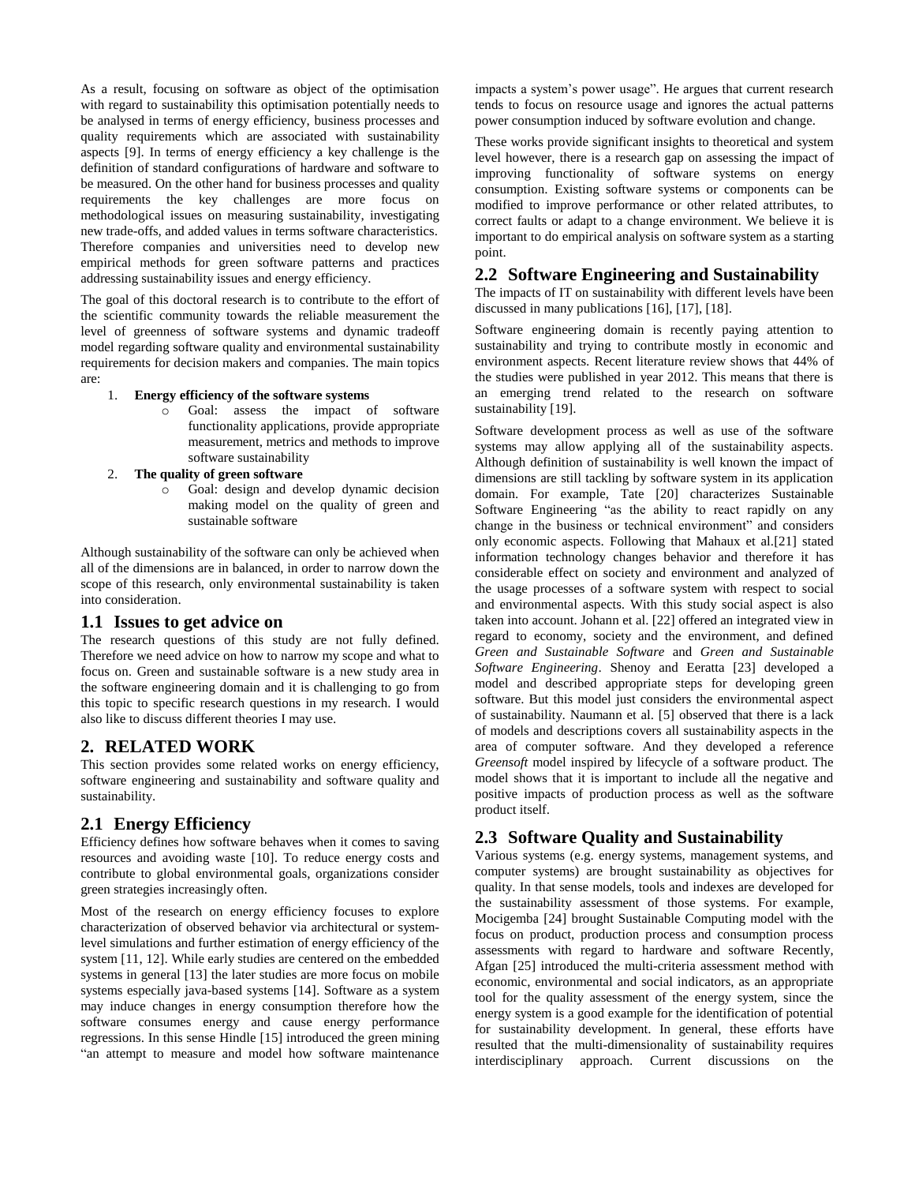As a result, focusing on software as object of the optimisation with regard to sustainability this optimisation potentially needs to be analysed in terms of energy efficiency, business processes and quality requirements which are associated with sustainability aspects [9]. In terms of energy efficiency a key challenge is the definition of standard configurations of hardware and software to be measured. On the other hand for business processes and quality requirements the key challenges are more focus on methodological issues on measuring sustainability, investigating new trade-offs, and added values in terms software characteristics. Therefore companies and universities need to develop new empirical methods for green software patterns and practices addressing sustainability issues and energy efficiency.

The goal of this doctoral research is to contribute to the effort of the scientific community towards the reliable measurement the level of greenness of software systems and dynamic tradeoff model regarding software quality and environmental sustainability requirements for decision makers and companies. The main topics are:

1. **Energy efficiency of the software systems**
   - Goal: assess the impact of software functionality applications, provide appropriate measurement, metrics and methods to improve software sustainability
2. **The quality of green software**
   - Goal: design and develop dynamic decision making model on the quality of green and sustainable software

Although sustainability of the software can only be achieved when all of the dimensions are in balanced, in order to narrow down the scope of this research, only environmental sustainability is taken into consideration.

## 1.1 Issues to get advice on

The research questions of this study are not fully defined. Therefore we need advice on how to narrow my scope and what to focus on. Green and sustainable software is a new study area in the software engineering domain and it is challenging to go from this topic to specific research questions in my research. I would also like to discuss different theories I may use.

# 2. RELATED WORK

This section provides some related works on energy efficiency, software engineering and sustainability and software quality and sustainability.

## 2.1 Energy Efficiency

Efficiency defines how software behaves when it comes to saving resources and avoiding waste [10]. To reduce energy costs and contribute to global environmental goals, organizations consider green strategies increasingly often.

Most of the research on energy efficiency focuses to explore characterization of observed behavior via architectural or system-level simulations and further estimation of energy efficiency of the system [11, 12]. While early studies are centered on the embedded systems in general [13] the later studies are more focus on mobile systems especially java-based systems [14]. Software as a system may induce changes in energy consumption therefore how the software consumes energy and cause energy performance regressions. In this sense Hindle [15] introduced the green mining "an attempt to measure and model how software maintenance impacts a system's power usage". He argues that current research tends to focus on resource usage and ignores the actual patterns power consumption induced by software evolution and change.

These works provide significant insights to theoretical and system level however, there is a research gap on assessing the impact of improving functionality of software systems on energy consumption. Existing software systems or components can be modified to improve performance or other related attributes, to correct faults or adapt to a change environment. We believe it is important to do empirical analysis on software system as a starting point.

## 2.2 Software Engineering and Sustainability

The impacts of IT on sustainability with different levels have been discussed in many publications [16], [17], [18].

Software engineering domain is recently paying attention to sustainability and trying to contribute mostly in economic and environment aspects. Recent literature review shows that 44% of the studies were published in year 2012. This means that there is an emerging trend related to the research on software sustainability [19].

Software development process as well as use of the software systems may allow applying all of the sustainability aspects. Although definition of sustainability is well known the impact of dimensions are still tackling by software system in its application domain. For example, Tate [20] characterizes Sustainable Software Engineering "as the ability to react rapidly on any change in the business or technical environment" and considers only economic aspects. Following that Mahaux et al.[21] stated information technology changes behavior and therefore it has considerable effect on society and environment and analyzed of the usage processes of a software system with respect to social and environmental aspects. With this study social aspect is also taken into account. Johann et al. [22] offered an integrated view in regard to economy, society and the environment, and defined *Green and Sustainable Software* and *Green and Sustainable Software Engineering*. Shenoy and Eeratta [23] developed a model and described appropriate steps for developing green software. But this model just considers the environmental aspect of sustainability. Naumann et al. [5] observed that there is a lack of models and descriptions covers all sustainability aspects in the area of computer software. And they developed a reference *Greensoft* model inspired by lifecycle of a software product. The model shows that it is important to include all the negative and positive impacts of production process as well as the software product itself.

## 2.3 Software Quality and Sustainability

Various systems (e.g. energy systems, management systems, and computer systems) are brought sustainability as objectives for quality. In that sense models, tools and indexes are developed for the sustainability assessment of those systems. For example, Mocigemba [24] brought Sustainable Computing model with the focus on product, production process and consumption process assessments with regard to hardware and software Recently, Afgan [25] introduced the multi-criteria assessment method with economic, environmental and social indicators, as an appropriate tool for the quality assessment of the energy system, since the energy system is a good example for the identification of potential for sustainability development. In general, these efforts have resulted that the multi-dimensionality of sustainability requires interdisciplinary approach. Current discussions on the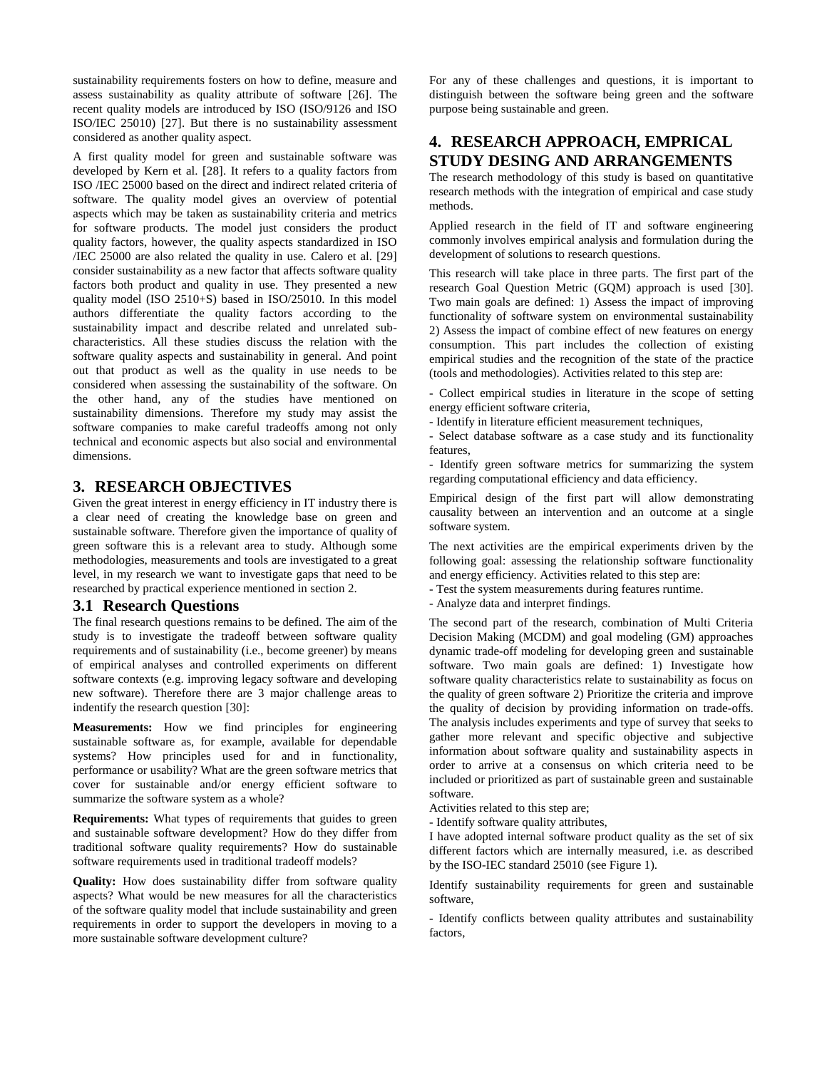sustainability requirements fosters on how to define, measure and assess sustainability as quality attribute of software [26]. The recent quality models are introduced by ISO (ISO/9126 and ISO ISO/IEC 25010) [27]. But there is no sustainability assessment considered as another quality aspect.

A first quality model for green and sustainable software was developed by Kern et al. [28]. It refers to a quality factors from ISO /IEC 25000 based on the direct and indirect related criteria of software. The quality model gives an overview of potential aspects which may be taken as sustainability criteria and metrics for software products. The model just considers the product quality factors, however, the quality aspects standardized in ISO /IEC 25000 are also related the quality in use. Calero et al. [29] consider sustainability as a new factor that affects software quality factors both product and quality in use. They presented a new quality model (ISO 2510+S) based in ISO/25010. In this model authors differentiate the quality factors according to the sustainability impact and describe related and unrelated sub-characteristics. All these studies discuss the relation with the software quality aspects and sustainability in general. And point out that product as well as the quality in use needs to be considered when assessing the sustainability of the software. On the other hand, any of the studies have mentioned on sustainability dimensions. Therefore my study may assist the software companies to make careful tradeoffs among not only technical and economic aspects but also social and environmental dimensions.

## 3. RESEARCH OBJECTIVES

Given the great interest in energy efficiency in IT industry there is a clear need of creating the knowledge base on green and sustainable software. Therefore given the importance of quality of green software this is a relevant area to study. Although some methodologies, measurements and tools are investigated to a great level, in my research we want to investigate gaps that need to be researched by practical experience mentioned in section 2.

### 3.1 Research Questions

The final research questions remains to be defined. The aim of the study is to investigate the tradeoff between software quality requirements and of sustainability (i.e., become greener) by means of empirical analyses and controlled experiments on different software contexts (e.g. improving legacy software and developing new software). Therefore there are 3 major challenge areas to indentify the research question [30]:

**Measurements:** How we find principles for engineering sustainable software as, for example, available for dependable systems? How principles used for and in functionality, performance or usability? What are the green software metrics that cover for sustainable and/or energy efficient software to summarize the software system as a whole?

**Requirements:** What types of requirements that guides to green and sustainable software development? How do they differ from traditional software quality requirements? How do sustainable software requirements used in traditional tradeoff models?

**Quality:** How does sustainability differ from software quality aspects? What would be new measures for all the characteristics of the software quality model that include sustainability and green requirements in order to support the developers in moving to a more sustainable software development culture?

For any of these challenges and questions, it is important to distinguish between the software being green and the software purpose being sustainable and green.

## 4. RESEARCH APPROACH, EMPRICAL STUDY DESING AND ARRANGEMENTS

The research methodology of this study is based on quantitative research methods with the integration of empirical and case study methods.

Applied research in the field of IT and software engineering commonly involves empirical analysis and formulation during the development of solutions to research questions.

This research will take place in three parts. The first part of the research Goal Question Metric (GQM) approach is used [30]. Two main goals are defined: 1) Assess the impact of improving functionality of software system on environmental sustainability 2) Assess the impact of combine effect of new features on energy consumption. This part includes the collection of existing empirical studies and the recognition of the state of the practice (tools and methodologies). Activities related to this step are:

- Collect empirical studies in literature in the scope of setting energy efficient software criteria,
- Identify in literature efficient measurement techniques,
- Select database software as a case study and its functionality features,
- Identify green software metrics for summarizing the system regarding computational efficiency and data efficiency.

Empirical design of the first part will allow demonstrating causality between an intervention and an outcome at a single software system.

The next activities are the empirical experiments driven by the following goal: assessing the relationship software functionality and energy efficiency. Activities related to this step are:

- Test the system measurements during features runtime.
- Analyze data and interpret findings.

The second part of the research, combination of Multi Criteria Decision Making (MCDM) and goal modeling (GM) approaches dynamic trade-off modeling for developing green and sustainable software. Two main goals are defined: 1) Investigate how software quality characteristics relate to sustainability as focus on the quality of green software 2) Prioritize the criteria and improve the quality of decision by providing information on trade-offs. The analysis includes experiments and type of survey that seeks to gather more relevant and specific objective and subjective information about software quality and sustainability aspects in order to arrive at a consensus on which criteria need to be included or prioritized as part of sustainable green and sustainable software.

Activities related to this step are;

- Identify software quality attributes,

I have adopted internal software product quality as the set of six different factors which are internally measured, i.e. as described by the ISO-IEC standard 25010 (see Figure 1).

Identify sustainability requirements for green and sustainable software,

- Identify conflicts between quality attributes and sustainability factors,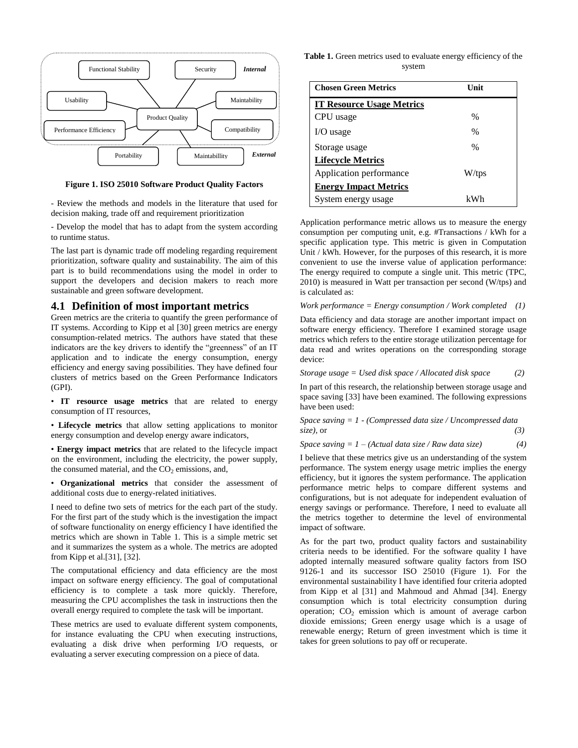Figure 1. ISO 25010 Software Product Quality Factors

- Review the methods and models in the literature that used for decision making, trade off and requirement prioritization

- Develop the model that has to adapt from the system according to runtime status.

The last part is dynamic trade off modeling regarding requirement prioritization, software quality and sustainability. The aim of this part is to build recommendations using the model in order to support the developers and decision makers to reach more sustainable and green software development.

## 4.1 Definition of most important metrics

Green metrics are the criteria to quantify the green performance of IT systems. According to Kipp et al [30] green metrics are energy consumption-related metrics. The authors have stated that these indicators are the key drivers to identify the "greenness" of an IT application and to indicate the energy consumption, energy efficiency and energy saving possibilities. They have defined four clusters of metrics based on the Green Performance Indicators (GPI).

• **IT resource usage metrics** that are related to energy consumption of IT resources,

• **Lifecycle metrics** that allow setting applications to monitor energy consumption and develop energy aware indicators,

• **Energy impact metrics** that are related to the lifecycle impact on the environment, including the electricity, the power supply, the consumed material, and the $CO_2$ emissions, and,

• **Organizational metrics** that consider the assessment of additional costs due to energy-related initiatives.

I need to define two sets of metrics for the each part of the study. For the first part of the study which is the investigation the impact of software functionality on energy efficiency I have identified the metrics which are shown in Table 1. This is a simple metric set and it summarizes the system as a whole. The metrics are adopted from Kipp et al.[31], [32].

The computational efficiency and data efficiency are the most impact on software energy efficiency. The goal of computational efficiency is to complete a task more quickly. Therefore, measuring the CPU accomplishes the task in instructions then the overall energy required to complete the task will be important.

These metrics are used to evaluate different system components, for instance evaluating the CPU when executing instructions, evaluating a disk drive when performing I/O requests, or evaluating a server executing compression on a piece of data.

**Table 1.** Green metrics used to evaluate energy efficiency of the system

| Chosen Green Metrics | Unit |
|---|---|
| **IT Resource Usage Metrics** | |
| CPU usage | % |
| I/O usage | % |
| Storage usage | % |
| **Lifecycle Metrics** | |
| Application performance | W/tps |
| **Energy Impact Metrics** | |
| System energy usage | kWh |

Application performance metric allows us to measure the energy consumption per computing unit, e.g. #Transactions / kWh for a specific application type. This metric is given in Computation Unit / kWh. However, for the purposes of this research, it is more convenient to use the inverse value of application performance: The energy required to compute a single unit. This metric (TPC, 2010) is measured in Watt per transaction per second (W/tps) and is calculated as:

*Work performance = Energy consumption / Work completed* (1)

Data efficiency and data storage are another important impact on software energy efficiency. Therefore I examined storage usage metrics which refers to the entire storage utilization percentage for data read and writes operations on the corresponding storage device:

*Storage usage = Used disk space / Allocated disk space* (2)

In part of this research, the relationship between storage usage and space saving [33] have been examined. The following expressions have been used:

*Space saving = 1 - (Compressed data size / Uncompressed data size)*, or (3)

*Space saving = 1 – (Actual data size / Raw data size)* (4)

I believe that these metrics give us an understanding of the system performance. The system energy usage metric implies the energy efficiency, but it ignores the system performance. The application performance metric helps to compare different systems and configurations, but is not adequate for independent evaluation of energy savings or performance. Therefore, I need to evaluate all the metrics together to determine the level of environmental impact of software.

As for the part two, product quality factors and sustainability criteria needs to be identified. For the software quality I have adopted internally measured software quality factors from ISO 9126-1 and its successor ISO 25010 (Figure 1). For the environmental sustainability I have identified four criteria adopted from Kipp et al [31] and Mahmoud and Ahmad [34]. Energy consumption which is total electricity consumption during operation; $CO_2$ emission which is amount of average carbon dioxide emissions; Green energy usage which is a usage of renewable energy; Return of green investment which is time it takes for green solutions to pay off or recuperate.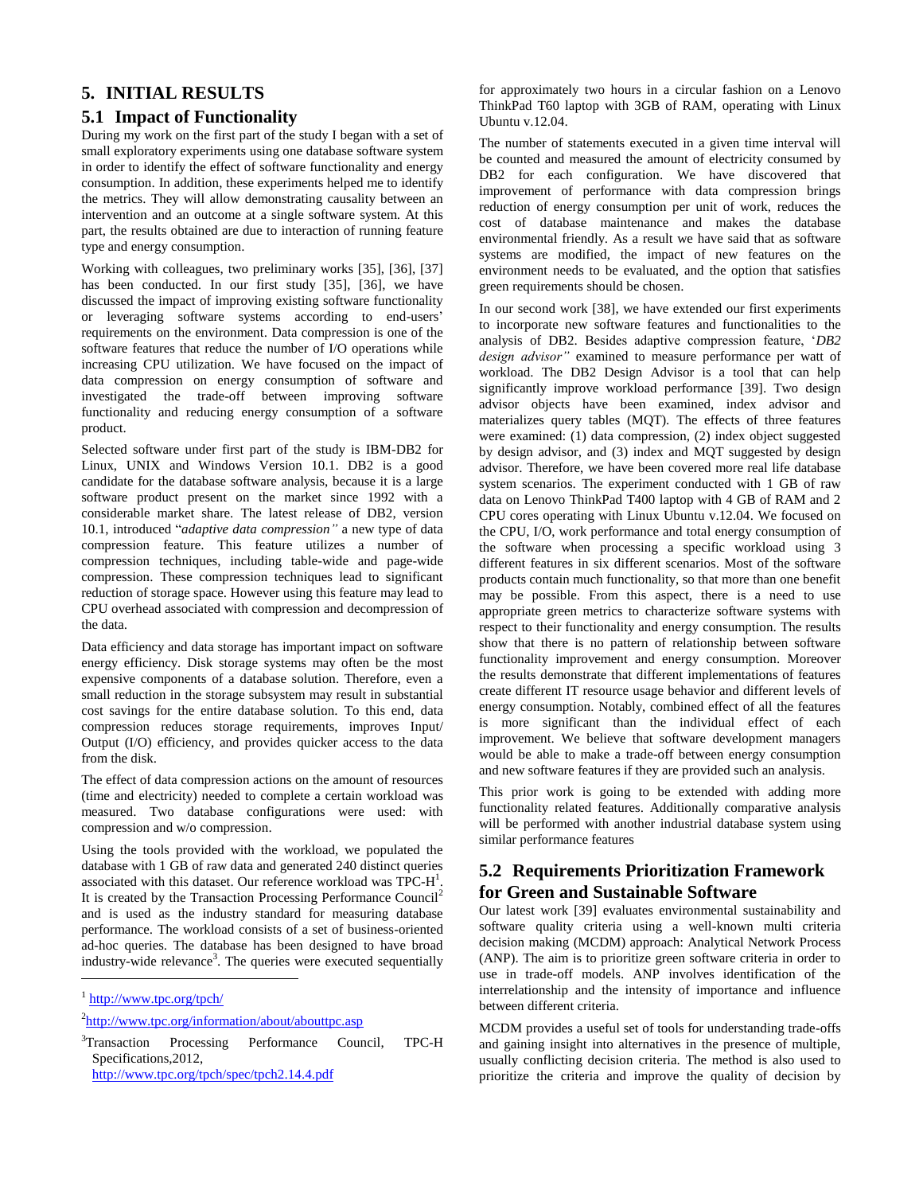# 5. INITIAL RESULTS

## 5.1 Impact of Functionality

During my work on the first part of the study I began with a set of small exploratory experiments using one database software system in order to identify the effect of software functionality and energy consumption. In addition, these experiments helped me to identify the metrics. They will allow demonstrating causality between an intervention and an outcome at a single software system. At this part, the results obtained are due to interaction of running feature type and energy consumption.

Working with colleagues, two preliminary works [35], [36], [37] has been conducted. In our first study [35], [36], we have discussed the impact of improving existing software functionality or leveraging software systems according to end-users' requirements on the environment. Data compression is one of the software features that reduce the number of I/O operations while increasing CPU utilization. We have focused on the impact of data compression on energy consumption of software and investigated the trade-off between improving software functionality and reducing energy consumption of a software product.

Selected software under first part of the study is IBM-DB2 for Linux, UNIX and Windows Version 10.1. DB2 is a good candidate for the database software analysis, because it is a large software product present on the market since 1992 with a considerable market share. The latest release of DB2, version 10.1, introduced "*adaptive data compression"* a new type of data compression feature. This feature utilizes a number of compression techniques, including table-wide and page-wide compression. These compression techniques lead to significant reduction of storage space. However using this feature may lead to CPU overhead associated with compression and decompression of the data.

Data efficiency and data storage has important impact on software energy efficiency. Disk storage systems may often be the most expensive components of a database solution. Therefore, even a small reduction in the storage subsystem may result in substantial cost savings for the entire database solution. To this end, data compression reduces storage requirements, improves Input/ Output (I/O) efficiency, and provides quicker access to the data from the disk.

The effect of data compression actions on the amount of resources (time and electricity) needed to complete a certain workload was measured. Two database configurations were used: with compression and w/o compression.

Using the tools provided with the workload, we populated the database with 1 GB of raw data and generated 240 distinct queries associated with this dataset. Our reference workload was TPC-H[1]. It is created by the Transaction Processing Performance Council[2] and is used as the industry standard for measuring database performance. The workload consists of a set of business-oriented ad-hoc queries. The database has been designed to have broad industry-wide relevance[3]. The queries were executed sequentially for approximately two hours in a circular fashion on a Lenovo ThinkPad T60 laptop with 3GB of RAM, operating with Linux Ubuntu v.12.04.

The number of statements executed in a given time interval will be counted and measured the amount of electricity consumed by DB2 for each configuration. We have discovered that improvement of performance with data compression brings reduction of energy consumption per unit of work, reduces the cost of database maintenance and makes the database environmental friendly. As a result we have said that as software systems are modified, the impact of new features on the environment needs to be evaluated, and the option that satisfies green requirements should be chosen.

In our second work [38], we have extended our first experiments to incorporate new software features and functionalities to the analysis of DB2. Besides adaptive compression feature, '*DB2 design advisor"* examined to measure performance per watt of workload. The DB2 Design Advisor is a tool that can help significantly improve workload performance [39]. Two design advisor objects have been examined, index advisor and materializes query tables (MQT). The effects of three features were examined: (1) data compression, (2) index object suggested by design advisor, and (3) index and MQT suggested by design advisor. Therefore, we have been covered more real life database system scenarios. The experiment conducted with 1 GB of raw data on Lenovo ThinkPad T400 laptop with 4 GB of RAM and 2 CPU cores operating with Linux Ubuntu v.12.04. We focused on the CPU, I/O, work performance and total energy consumption of the software when processing a specific workload using 3 different features in six different scenarios. Most of the software products contain much functionality, so that more than one benefit may be possible. From this aspect, there is a need to use appropriate green metrics to characterize software systems with respect to their functionality and energy consumption. The results show that there is no pattern of relationship between software functionality improvement and energy consumption. Moreover the results demonstrate that different implementations of features create different IT resource usage behavior and different levels of energy consumption. Notably, combined effect of all the features is more significant than the individual effect of each improvement. We believe that software development managers would be able to make a trade-off between energy consumption and new software features if they are provided such an analysis.

This prior work is going to be extended with adding more functionality related features. Additionally comparative analysis will be performed with another industrial database system using similar performance features

## 5.2 Requirements Prioritization Framework for Green and Sustainable Software

Our latest work [39] evaluates environmental sustainability and software quality criteria using a well-known multi criteria decision making (MCDM) approach: Analytical Network Process (ANP). The aim is to prioritize green software criteria in order to use in trade-off models. ANP involves identification of the interrelationship and the intensity of importance and influence between different criteria.

MCDM provides a useful set of tools for understanding trade-offs and gaining insight into alternatives in the presence of multiple, usually conflicting decision criteria. The method is also used to prioritize the criteria and improve the quality of decision by

---

[1] http://www.tpc.org/tpch/

[2] http://www.tpc.org/information/about/abouttpc.asp

[3] Transaction Processing Performance Council, TPC-H Specifications,2012, http://www.tpc.org/tpch/spec/tpch2.14.4.pdf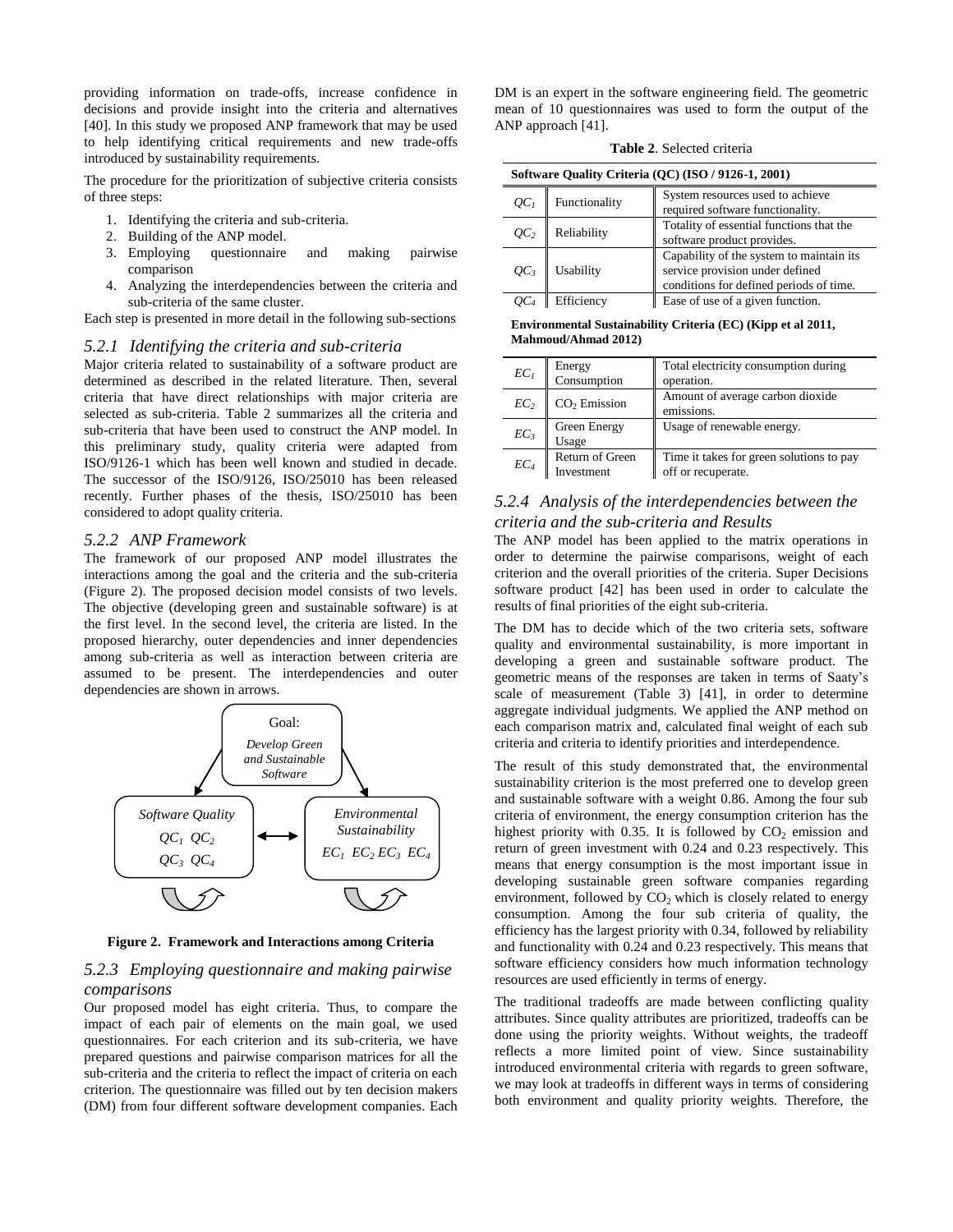providing information on trade-offs, increase confidence in decisions and provide insight into the criteria and alternatives [40]. In this study we proposed ANP framework that may be used to help identifying critical requirements and new trade-offs introduced by sustainability requirements.

The procedure for the prioritization of subjective criteria consists of three steps:

1. Identifying the criteria and sub-criteria.
2. Building of the ANP model.
3. Employing questionnaire and making pairwise comparison
4. Analyzing the interdependencies between the criteria and sub-criteria of the same cluster.

Each step is presented in more detail in the following sub-sections

### *5.2.1 Identifying the criteria and sub-criteria*

Major criteria related to sustainability of a software product are determined as described in the related literature. Then, several criteria that have direct relationships with major criteria are selected as sub-criteria. Table 2 summarizes all the criteria and sub-criteria that have been used to construct the ANP model. In this preliminary study, quality criteria were adapted from ISO/9126-1 which has been well known and studied in decade. The successor of the ISO/9126, ISO/25010 has been released recently. Further phases of the thesis, ISO/25010 has been considered to adopt quality criteria.

### *5.2.2 ANP Framework*

The framework of our proposed ANP model illustrates the interactions among the goal and the criteria and the sub-criteria (Figure 2). The proposed decision model consists of two levels. The objective (developing green and sustainable software) is at the first level. In the second level, the criteria are listed. In the proposed hierarchy, outer dependencies and inner dependencies among sub-criteria as well as interaction between criteria are assumed to be present. The interdependencies and outer dependencies are shown in arrows.

Goal: *Develop Green and Sustainable Software*

*Software Quality* $QC_1$ $QC_2$ $QC_3$ $QC_4$ ⟷ *Environmental Sustainability* $EC_1$ $EC_2$ $EC_3$ $EC_4$

**Figure 2. Framework and Interactions among Criteria**

### *5.2.3 Employing questionnaire and making pairwise comparisons*

Our proposed model has eight criteria. Thus, to compare the impact of each pair of elements on the main goal, we used questionnaires. For each criterion and its sub-criteria, we have prepared questions and pairwise comparison matrices for all the sub-criteria and the criteria to reflect the impact of criteria on each criterion. The questionnaire was filled out by ten decision makers (DM) from four different software development companies. Each DM is an expert in the software engineering field. The geometric mean of 10 questionnaires was used to form the output of the ANP approach [41].

**Table 2**. Selected criteria

| **Software Quality Criteria (QC) (ISO / 9126-1, 2001)** | | |
|---|---|---|
| $QC_1$ | Functionality | System resources used to achieve required software functionality. |
| $QC_2$ | Reliability | Totality of essential functions that the software product provides. |
| $QC_3$ | Usability | Capability of the system to maintain its service provision under defined conditions for defined periods of time. |
| $QC_4$ | Efficiency | Ease of use of a given function. |
| **Environmental Sustainability Criteria (EC) (Kipp et al 2011, Mahmoud/Ahmad 2012)** | | |
| $EC_1$ | Energy Consumption | Total electricity consumption during operation. |
| $EC_2$ | $CO_2$ Emission | Amount of average carbon dioxide emissions. |
| $EC_3$ | Green Energy Usage | Usage of renewable energy. |
| $EC_4$ | Return of Green Investment | Time it takes for green solutions to pay off or recuperate. |

### *5.2.4 Analysis of the interdependencies between the criteria and the sub-criteria and Results*

The ANP model has been applied to the matrix operations in order to determine the pairwise comparisons, weight of each criterion and the overall priorities of the criteria. Super Decisions software product [42] has been used in order to calculate the results of final priorities of the eight sub-criteria.

The DM has to decide which of the two criteria sets, software quality and environmental sustainability, is more important in developing a green and sustainable software product. The geometric means of the responses are taken in terms of Saaty's scale of measurement (Table 3) [41], in order to determine aggregate individual judgments. We applied the ANP method on each comparison matrix and, calculated final weight of each sub criteria and criteria to identify priorities and interdependence.

The result of this study demonstrated that, the environmental sustainability criterion is the most preferred one to develop green and sustainable software with a weight 0.86. Among the four sub criteria of environment, the energy consumption criterion has the highest priority with 0.35. It is followed by $CO_2$ emission and return of green investment with 0.24 and 0.23 respectively. This means that energy consumption is the most important issue in developing sustainable green software companies regarding environment, followed by $CO_2$ which is closely related to energy consumption. Among the four sub criteria of quality, the efficiency has the largest priority with 0.34, followed by reliability and functionality with 0.24 and 0.23 respectively. This means that software efficiency considers how much information technology resources are used efficiently in terms of energy.

The traditional tradeoffs are made between conflicting quality attributes. Since quality attributes are prioritized, tradeoffs can be done using the priority weights. Without weights, the tradeoff reflects a more limited point of view. Since sustainability introduced environmental criteria with regards to green software, we may look at tradeoffs in different ways in terms of considering both environment and quality priority weights. Therefore, the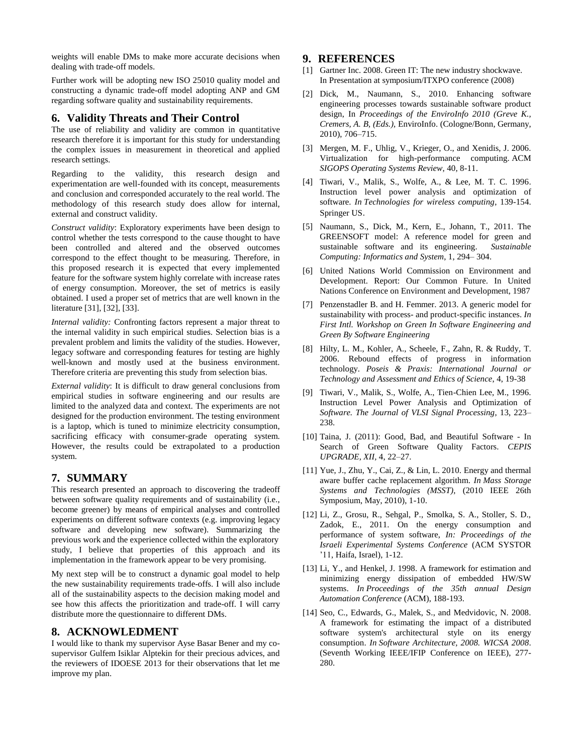weights will enable DMs to make more accurate decisions when dealing with trade-off models.

Further work will be adopting new ISO 25010 quality model and constructing a dynamic trade-off model adopting ANP and GM regarding software quality and sustainability requirements.

## 6. Validity Threats and Their Control

The use of reliability and validity are common in quantitative research therefore it is important for this study for understanding the complex issues in measurement in theoretical and applied research settings.

Regarding to the validity, this research design and experimentation are well-founded with its concept, measurements and conclusion and corresponded accurately to the real world. The methodology of this research study does allow for internal, external and construct validity.

*Construct validity*: Exploratory experiments have been design to control whether the tests correspond to the cause thought to have been controlled and altered and the observed outcomes correspond to the effect thought to be measuring. Therefore, in this proposed research it is expected that every implemented feature for the software system highly correlate with increase rates of energy consumption. Moreover, the set of metrics is easily obtained. I used a proper set of metrics that are well known in the literature [31], [32], [33].

*Internal validity:* Confronting factors represent a major threat to the internal validity in such empirical studies. Selection bias is a prevalent problem and limits the validity of the studies. However, legacy software and corresponding features for testing are highly well-known and mostly used at the business environment. Therefore criteria are preventing this study from selection bias.

*External validity*: It is difficult to draw general conclusions from empirical studies in software engineering and our results are limited to the analyzed data and context. The experiments are not designed for the production environment. The testing environment is a laptop, which is tuned to minimize electricity consumption, sacrificing efficacy with consumer-grade operating system. However, the results could be extrapolated to a production system.

## 7. SUMMARY

This research presented an approach to discovering the tradeoff between software quality requirements and of sustainability (i.e., become greener) by means of empirical analyses and controlled experiments on different software contexts (e.g. improving legacy software and developing new software). Summarizing the previous work and the evidence collected within the exploratory study, I believe that properties of this approach and its implementation in the framework appear to be very promising.

My next step will be to construct a dynamic goal model to help the new sustainability requirements trade-offs. I will also include all of the sustainability aspects to the decision making model and see how this affects the prioritization and trade-off. I will carry distribute more the questionnaire to different DMs.

## 8. ACKNOWLEDMENT

I would like to thank my supervisor Ayse Basar Bener and my co-supervisor Gulfem Isiklar Alptekin for their precious advices, and the reviewers of IDOESE 2013 for their observations that let me improve my plan.

## 9. REFERENCES

[1] Gartner Inc. 2008. Green IT: The new industry shockwave. In Presentation at symposium/ITXPO conference (2008)

[2] Dick, M., Naumann, S., 2010. Enhancing software engineering processes towards sustainable software product design, In *Proceedings of the EnviroInfo 2010 (Greve K., Cremers, A. B, (Eds.),* EnviroInfo. (Cologne/Bonn, Germany, 2010), 706–715.

[3] Mergen, M. F., Uhlig, V., Krieger, O., and Xenidis, J. 2006. Virtualization for high-performance computing. ACM *SIGOPS Operating Systems Review*, 40, 8-11.

[4] Tiwari, V., Malik, S., Wolfe, A., & Lee, M. T. C. 1996. Instruction level power analysis and optimization of software. *In Technologies for wireless computing*, 139-154. Springer US.

[5] Naumann, S., Dick, M., Kern, E., Johann, T., 2011. The GREENSOFT model: A reference model for green and sustainable software and its engineering. *Sustainable Computing: Informatics and System*, 1, 294– 304.

[6] United Nations World Commission on Environment and Development. Report: Our Common Future. In United Nations Conference on Environment and Development, 1987

[7] Penzenstadler B. and H. Femmer. 2013. A generic model for sustainability with process- and product-specific instances. *In First Intl. Workshop on Green In Software Engineering and Green By Software Engineering*

[8] Hilty, L. M., Kohler, A., Scheele, F., Zahn, R. & Ruddy, T. 2006. Rebound effects of progress in information technology. *Poseis & Praxis: International Journal or Technology and Assessment and Ethics of Science*, 4, 19-38

[9] Tiwari, V., Malik, S., Wolfe, A., Tien-Chien Lee, M., 1996. Instruction Level Power Analysis and Optimization of *Software. The Journal of VLSI Signal Processing*, 13, 223–238.

[10] Taina, J. (2011): Good, Bad, and Beautiful Software - In Search of Green Software Quality Factors. *CEPIS UPGRADE, XII*, 4, 22–27.

[11] Yue, J., Zhu, Y., Cai, Z., & Lin, L. 2010. Energy and thermal aware buffer cache replacement algorithm. *In Mass Storage Systems and Technologies (MSST)*, (2010 IEEE 26th Symposium, May, 2010), 1-10.

[12] Li, Z., Grosu, R., Sehgal, P., Smolka, S. A., Stoller, S. D., Zadok, E., 2011. On the energy consumption and performance of system software, *In: Proceedings of the Israeli Experimental Systems Conference* (ACM SYSTOR '11, Haifa, Israel), 1-12.

[13] Li, Y., and Henkel, J. 1998. A framework for estimation and minimizing energy dissipation of embedded HW/SW systems. *In Proceedings of the 35th annual Design Automation Conference* (ACM), 188-193.

[14] Seo, C., Edwards, G., Malek, S., and Medvidovic, N. 2008. A framework for estimating the impact of a distributed software system's architectural style on its energy consumption. *In Software Architecture, 2008. WICSA 2008*. (Seventh Working IEEE/IFIP Conference on IEEE), 277-280.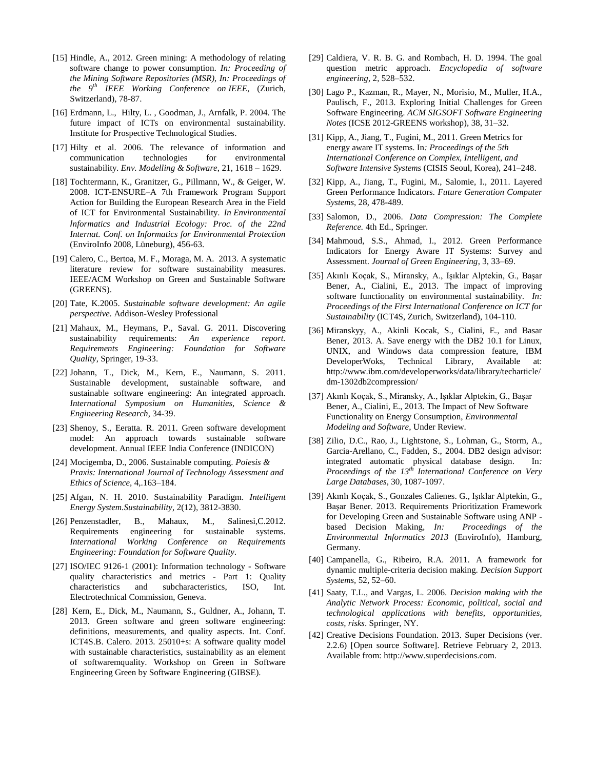[15] Hindle, A., 2012. Green mining: A methodology of relating software change to power consumption. *In: Proceeding of the Mining Software Repositories (MSR), In: Proceedings of the 9th IEEE Working Conference on IEEE*, (Zurich, Switzerland), 78-87.

[16] Erdmann, L., Hilty, L. , Goodman, J., Arnfalk, P. 2004. The future impact of ICTs on environmental sustainability. Institute for Prospective Technological Studies.

[17] Hilty et al. 2006. The relevance of information and communication technologies for environmental sustainability. *Env. Modelling & Software*, 21, 1618 – 1629.

[18] Tochtermann, K., Granitzer, G., Pillmann, W., & Geiger, W. 2008. ICT-ENSURE–A 7th Framework Program Support Action for Building the European Research Area in the Field of ICT for Environmental Sustainability. *In Environmental Informatics and Industrial Ecology: Proc. of the 22nd Internat. Conf. on Informatics for Environmental Protection* (EnviroInfo 2008, Lüneburg), 456-63.

[19] Calero, C., Bertoa, M. F., Moraga, M. A. 2013. A systematic literature review for software sustainability measures. IEEE/ACM Workshop on Green and Sustainable Software (GREENS).

[20] Tate, K.2005. *Sustainable software development: An agile perspective.* Addison-Wesley Professional

[21] Mahaux, M., Heymans, P., Saval. G. 2011. Discovering sustainability requirements: *An experience report. Requirements Engineering: Foundation for Software Quality,* Springer, 19-33.

[22] Johann, T., Dick, M., Kern, E., Naumann, S. 2011. Sustainable development, sustainable software, and sustainable software engineering: An integrated approach. *International Symposium on Humanities, Science & Engineering Research*, 34-39.

[23] Shenoy, S., Eeratta. R. 2011. Green software development model: An approach towards sustainable software development. Annual IEEE India Conference (INDICON)

[24] Mocigemba, D., 2006. Sustainable computing. *Poiesis & Praxis: International Journal of Technology Assessment and Ethics of Science*, 4,.163–184.

[25] Afgan, N. H. 2010. Sustainability Paradigm. *Intelligent Energy System.Sustainability*, 2(12), 3812-3830.

[26] Penzenstadler, B., Mahaux, M., Salinesi,C.2012. Requirements engineering for sustainable systems. *International Working Conference on Requirements Engineering: Foundation for Software Quality*.

[27] ISO/IEC 9126-1 (2001): Information technology - Software quality characteristics and metrics - Part 1: Quality characteristics and subcharacteristics, ISO, Int. Electrotechnical Commission, Geneva.

[28] Kern, E., Dick, M., Naumann, S., Guldner, A., Johann, T. 2013. Green software and green software engineering: definitions, measurements, and quality aspects. Int. Conf. ICT4S.B. Calero. 2013. 25010+s: A software quality model with sustainable characteristics, sustainability as an element of softwaremquality. Workshop on Green in Software Engineering Green by Software Engineering (GIBSE).

[29] Caldiera, V. R. B. G. and Rombach, H. D. 1994. The goal question metric approach. *Encyclopedia of software engineering,* 2, 528–532.

[30] Lago P., Kazman, R., Mayer, N., Morisio, M., Muller, H.A., Paulisch, F., 2013. Exploring Initial Challenges for Green Software Engineering. *ACM SIGSOFT Software Engineering Notes* (ICSE 2012-GREENS workshop), 38, 31–32.

[31] Kipp, A., Jiang, T., Fugini, M., 2011. Green Metrics for energy aware IT systems. In*: Proceedings of the 5th International Conference on Complex, Intelligent, and Software Intensive Systems* (CISIS Seoul, Korea), 241–248.

[32] Kipp, A., Jiang, T., Fugini, M., Salomie, I., 2011. Layered Green Performance Indicators. *Future Generation Computer Systems*, 28, 478-489.

[33] Salomon, D., 2006. *Data Compression: The Complete Reference.* 4th Ed., Springer.

[34] Mahmoud, S.S., Ahmad, I., 2012. Green Performance Indicators for Energy Aware IT Systems: Survey and Assessment. *Journal of Green Engineering*, 3, 33–69.

[35] Akınlı Koçak, S., Miransky, A., Işıklar Alptekin, G., Başar Bener, A., Cialini, E., 2013. The impact of improving software functionality on environmental sustainability. *In: Proceedings of the First International Conference on ICT for Sustainability* (ICT4S, Zurich, Switzerland), 104-110.

[36] Miranskyy, A., Akinli Kocak, S., Cialini, E., and Basar Bener, 2013. A. Save energy with the DB2 10.1 for Linux, UNIX, and Windows data compression feature, IBM DeveloperWoks, Technical Library, Available at: http://www.ibm.com/developerworks/data/library/techarticle/dm-1302db2compression/

[37] Akınlı Koçak, S., Miransky, A., Işıklar Alptekin, G., Başar Bener, A., Cialini, E., 2013. The Impact of New Software Functionality on Energy Consumption, *Environmental Modeling and Software*, Under Review.

[38] Zilio, D.C., Rao, J., Lightstone, S., Lohman, G., Storm, A., Garcia-Arellano, C., Fadden, S., 2004. DB2 design advisor: integrated automatic physical database design. In*: Proceedings of the 13th International Conference on Very Large Databases*, 30, 1087-1097.

[39] Akınlı Koçak, S., Gonzales Calienes. G., Işıklar Alptekin, G., Başar Bener. 2013. Requirements Prioritization Framework for Developing Green and Sustainable Software using ANP - based Decision Making, *In: Proceedings of the Environmental Informatics 2013* (EnviroInfo), Hamburg, Germany.

[40] Campanella, G., Ribeiro, R.A. 2011. A framework for dynamic multiple-criteria decision making. *Decision Support Systems*, 52, 52–60.

[41] Saaty, T.L., and Vargas, L. 2006. *Decision making with the Analytic Network Process: Economic, political, social and technological applications with benefits, opportunities, costs, risks*. Springer, NY.

[42] Creative Decisions Foundation. 2013. Super Decisions (ver. 2.2.6) [Open source Software]. Retrieve February 2, 2013. Available from: http://www.superdecisions.com.